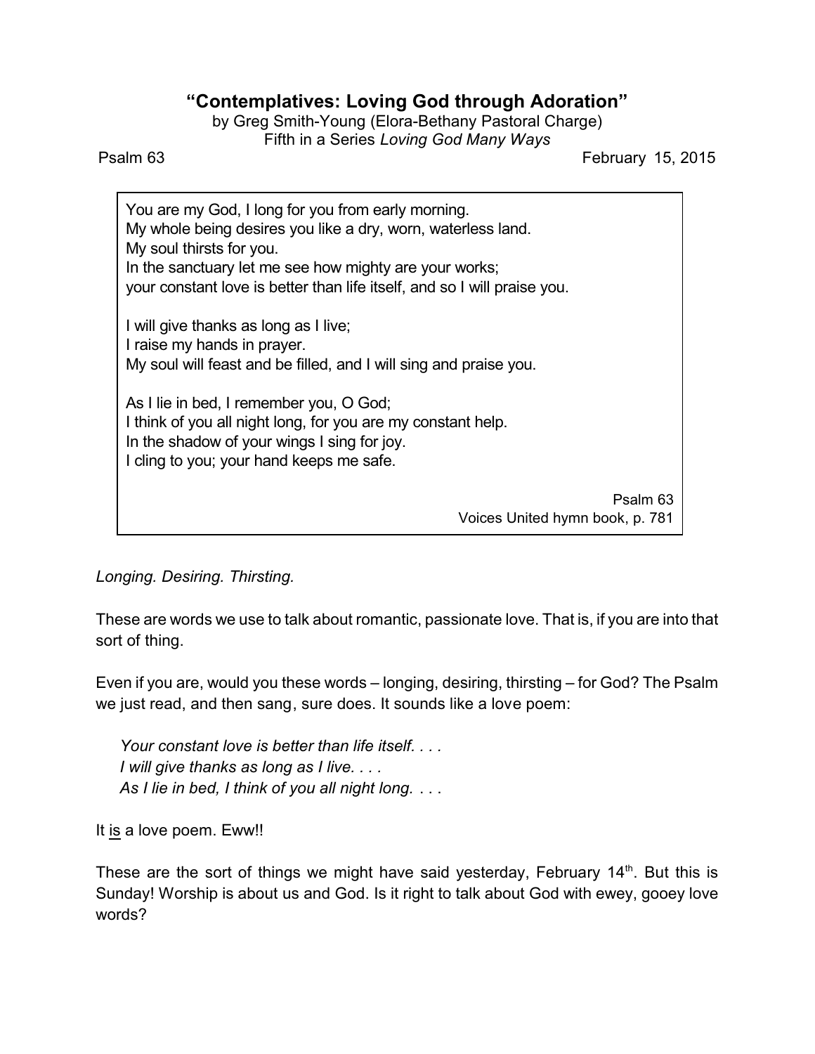# "Contemplatives: Loving God through Adoration"

by Greg Smith-Young (Elora-Bethany Pastoral Charge)
Fifth in a Series *Loving God Many Ways*

Psalm 63 — February 15, 2015

> You are my God, I long for you from early morning.
> My whole being desires you like a dry, worn, waterless land.
> My soul thirsts for you.
> In the sanctuary let me see how mighty are your works;
> your constant love is better than life itself, and so I will praise you.
>
> I will give thanks as long as I live;
> I raise my hands in prayer.
> My soul will feast and be filled, and I will sing and praise you.
>
> As I lie in bed, I remember you, O God;
> I think of you all night long, for you are my constant help.
> In the shadow of your wings I sing for joy.
> I cling to you; your hand keeps me safe.
>
> Psalm 63
> Voices United hymn book, p. 781

*Longing. Desiring. Thirsting.*

These are words we use to talk about romantic, passionate love. That is, if you are into that sort of thing.

Even if you are, would you these words – longing, desiring, thirsting – for God? The Psalm we just read, and then sang, sure does. It sounds like a love poem:

> *Your constant love is better than life itself. . . .*
> *I will give thanks as long as I live. . . .*
> *As I lie in bed, I think of you all night long. . . .*

It <u>is</u> a love poem. Eww!!

These are the sort of things we might have said yesterday, February 14th. But this is Sunday! Worship is about us and God. Is it right to talk about God with ewey, gooey love words?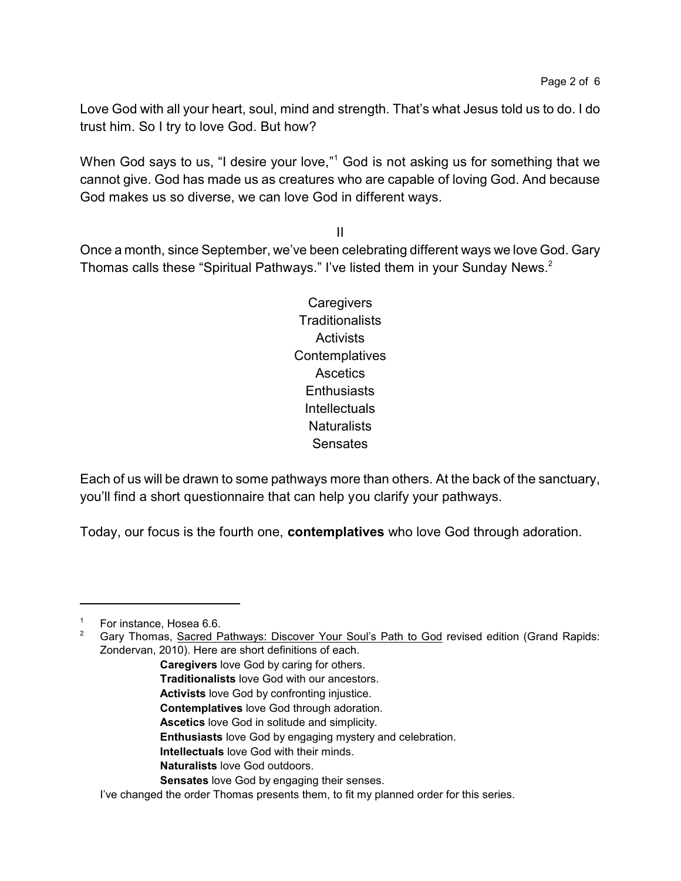Love God with all your heart, soul, mind and strength. That's what Jesus told us to do. I do trust him. So I try to love God. But how?

When God says to us, "I desire your love,"[1] God is not asking us for something that we cannot give. God has made us as creatures who are capable of loving God. And because God makes us so diverse, we can love God in different ways.

II

Once a month, since September, we've been celebrating different ways we love God. Gary Thomas calls these "Spiritual Pathways." I've listed them in your Sunday News.[2]

Caregivers
Traditionalists
Activists
Contemplatives
Ascetics
Enthusiasts
Intellectuals
Naturalists
Sensates

Each of us will be drawn to some pathways more than others. At the back of the sanctuary, you'll find a short questionnaire that can help you clarify your pathways.

Today, our focus is the fourth one, **contemplatives** who love God through adoration.

---

[1] For instance, Hosea 6.6.

[2] Gary Thomas, Sacred Pathways: Discover Your Soul's Path to God revised edition (Grand Rapids: Zondervan, 2010). Here are short definitions of each.

**Caregivers** love God by caring for others.
**Traditionalists** love God with our ancestors.
**Activists** love God by confronting injustice.
**Contemplatives** love God through adoration.
**Ascetics** love God in solitude and simplicity.
**Enthusiasts** love God by engaging mystery and celebration.
**Intellectuals** love God with their minds.
**Naturalists** love God outdoors.
**Sensates** love God by engaging their senses.

I've changed the order Thomas presents them, to fit my planned order for this series.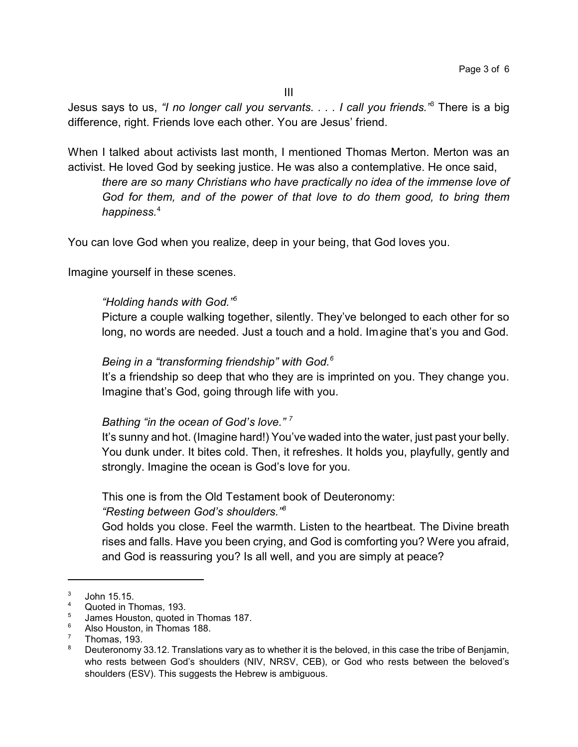III

Jesus says to us, *"I no longer call you servants. . . . I call you friends."*[3] There is a big difference, right. Friends love each other. You are Jesus' friend.

When I talked about activists last month, I mentioned Thomas Merton. Merton was an activist. He loved God by seeking justice. He was also a contemplative. He once said,

> *there are so many Christians who have practically no idea of the immense love of God for them, and of the power of that love to do them good, to bring them happiness.*[4]

You can love God when you realize, deep in your being, that God loves you.

Imagine yourself in these scenes.

> *"Holding hands with God."*[5]
> Picture a couple walking together, silently. They've belonged to each other for so long, no words are needed. Just a touch and a hold. Imagine that's you and God.
>
> *Being in a "transforming friendship" with God.*[6]
> It's a friendship so deep that who they are is imprinted on you. They change you. Imagine that's God, going through life with you.
>
> *Bathing "in the ocean of God's love."*[7]
> It's sunny and hot. (Imagine hard!) You've waded into the water, just past your belly. You dunk under. It bites cold. Then, it refreshes. It holds you, playfully, gently and strongly. Imagine the ocean is God's love for you.
>
> This one is from the Old Testament book of Deuteronomy:
> *"Resting between God's shoulders."*[8]
> God holds you close. Feel the warmth. Listen to the heartbeat. The Divine breath rises and falls. Have you been crying, and God is comforting you? Were you afraid, and God is reassuring you? Is all well, and you are simply at peace?

---

[3] John 15.15.

[4] Quoted in Thomas, 193.

[5] James Houston, quoted in Thomas 187.

[6] Also Houston, in Thomas 188.

[7] Thomas, 193.

[8] Deuteronomy 33.12. Translations vary as to whether it is the beloved, in this case the tribe of Benjamin, who rests between God's shoulders (NIV, NRSV, CEB), or God who rests between the beloved's shoulders (ESV). This suggests the Hebrew is ambiguous.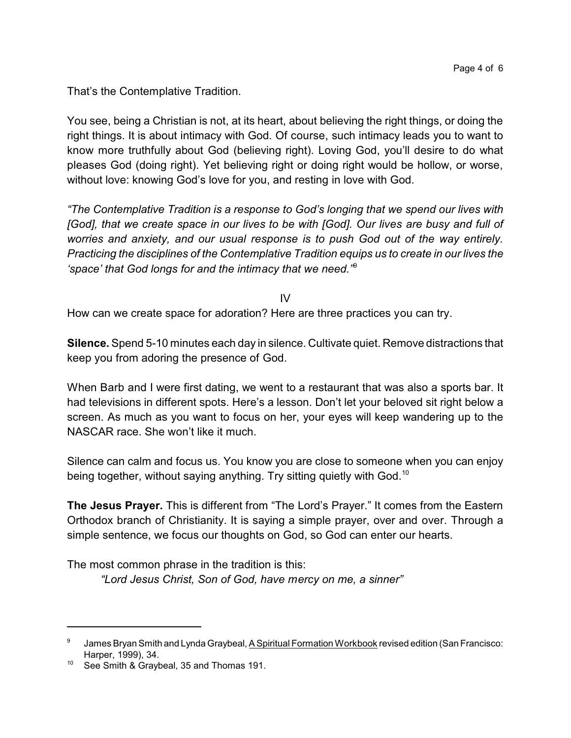That's the Contemplative Tradition.

You see, being a Christian is not, at its heart, about believing the right things, or doing the right things. It is about intimacy with God. Of course, such intimacy leads you to want to know more truthfully about God (believing right). Loving God, you'll desire to do what pleases God (doing right). Yet believing right or doing right would be hollow, or worse, without love: knowing God's love for you, and resting in love with God.

*"The Contemplative Tradition is a response to God's longing that we spend our lives with [God], that we create space in our lives to be with [God]. Our lives are busy and full of worries and anxiety, and our usual response is to push God out of the way entirely. Practicing the disciplines of the Contemplative Tradition equips us to create in our lives the 'space' that God longs for and the intimacy that we need."*[9]

IV

How can we create space for adoration? Here are three practices you can try.

**Silence.** Spend 5-10 minutes each day in silence. Cultivate quiet. Remove distractions that keep you from adoring the presence of God.

When Barb and I were first dating, we went to a restaurant that was also a sports bar. It had televisions in different spots. Here's a lesson. Don't let your beloved sit right below a screen. As much as you want to focus on her, your eyes will keep wandering up to the NASCAR race. She won't like it much.

Silence can calm and focus us. You know you are close to someone when you can enjoy being together, without saying anything. Try sitting quietly with God.[10]

**The Jesus Prayer.** This is different from "The Lord's Prayer." It comes from the Eastern Orthodox branch of Christianity. It is saying a simple prayer, over and over. Through a simple sentence, we focus our thoughts on God, so God can enter our hearts.

The most common phrase in the tradition is this:

> *"Lord Jesus Christ, Son of God, have mercy on me, a sinner"*

---

[9] James Bryan Smith and Lynda Graybeal, A Spiritual Formation Workbook revised edition (San Francisco: Harper, 1999), 34.

[10] See Smith & Graybeal, 35 and Thomas 191.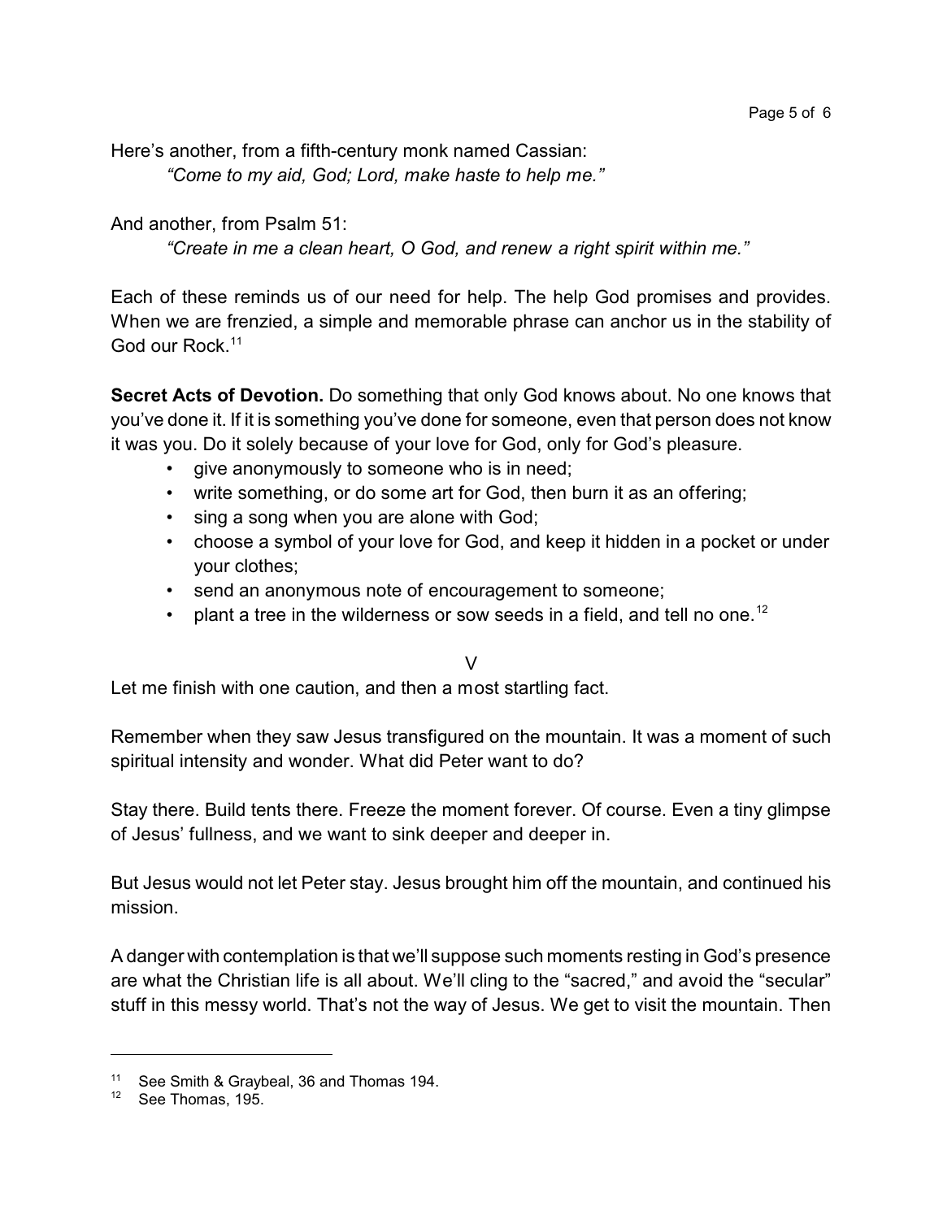Here's another, from a fifth-century monk named Cassian:

> *"Come to my aid, God; Lord, make haste to help me."*

And another, from Psalm 51:

> *"Create in me a clean heart, O God, and renew a right spirit within me."*

Each of these reminds us of our need for help. The help God promises and provides. When we are frenzied, a simple and memorable phrase can anchor us in the stability of God our Rock.[11]

**Secret Acts of Devotion.** Do something that only God knows about. No one knows that you've done it. If it is something you've done for someone, even that person does not know it was you. Do it solely because of your love for God, only for God's pleasure.

- give anonymously to someone who is in need;
- write something, or do some art for God, then burn it as an offering;
- sing a song when you are alone with God;
- choose a symbol of your love for God, and keep it hidden in a pocket or under your clothes;
- send an anonymous note of encouragement to someone;
- plant a tree in the wilderness or sow seeds in a field, and tell no one.[12]

## V

Let me finish with one caution, and then a most startling fact.

Remember when they saw Jesus transfigured on the mountain. It was a moment of such spiritual intensity and wonder. What did Peter want to do?

Stay there. Build tents there. Freeze the moment forever. Of course. Even a tiny glimpse of Jesus' fullness, and we want to sink deeper and deeper in.

But Jesus would not let Peter stay. Jesus brought him off the mountain, and continued his mission.

A danger with contemplation is that we'll suppose such moments resting in God's presence are what the Christian life is all about. We'll cling to the "sacred," and avoid the "secular" stuff in this messy world. That's not the way of Jesus. We get to visit the mountain. Then

---

[11] See Smith & Graybeal, 36 and Thomas 194.

[12] See Thomas, 195.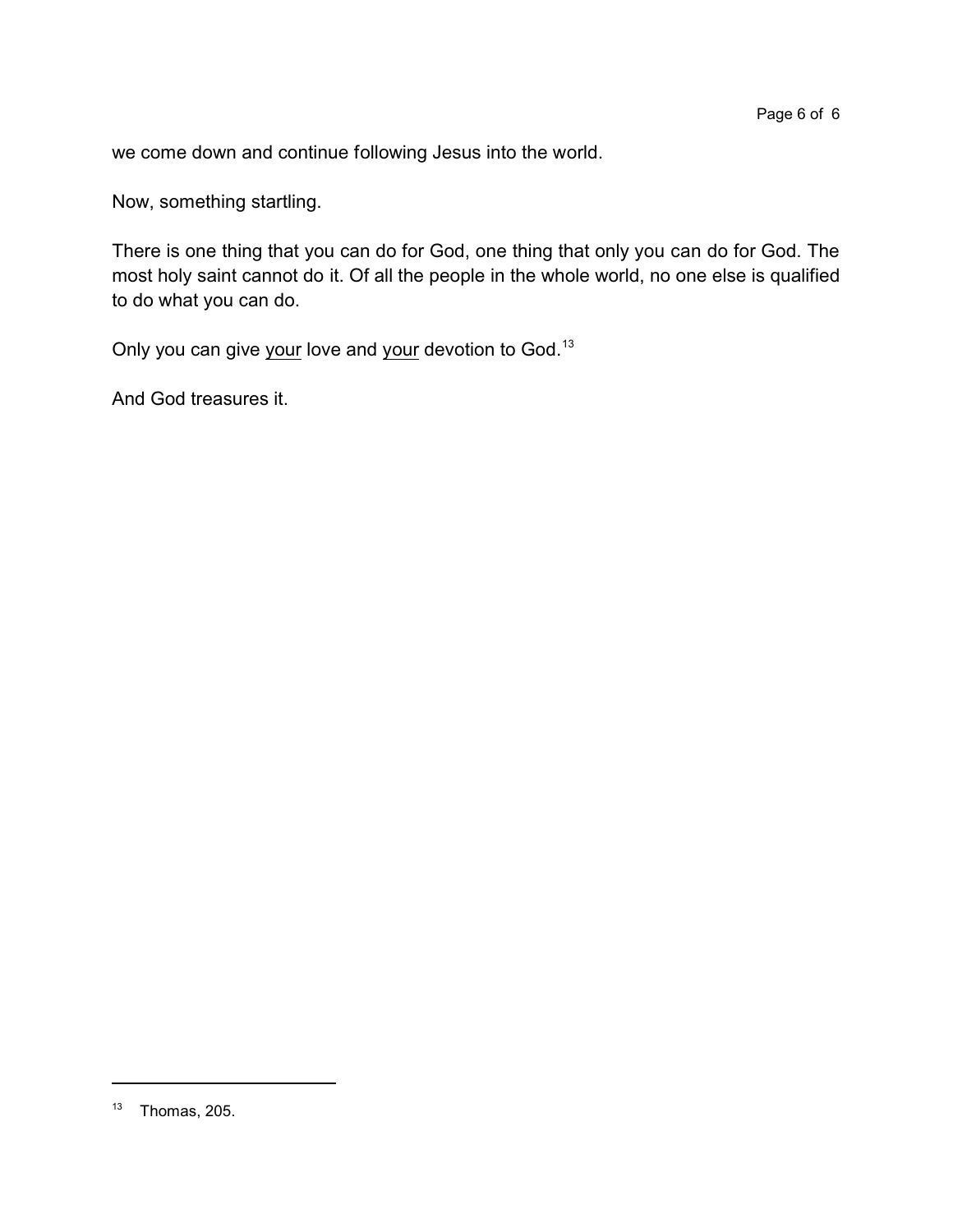we come down and continue following Jesus into the world.

Now, something startling.

There is one thing that you can do for God, one thing that only you can do for God. The most holy saint cannot do it. Of all the people in the whole world, no one else is qualified to do what you can do.

Only you can give <u>your</u> love and <u>your</u> devotion to God.[13]

And God treasures it.

---

[13] Thomas, 205.